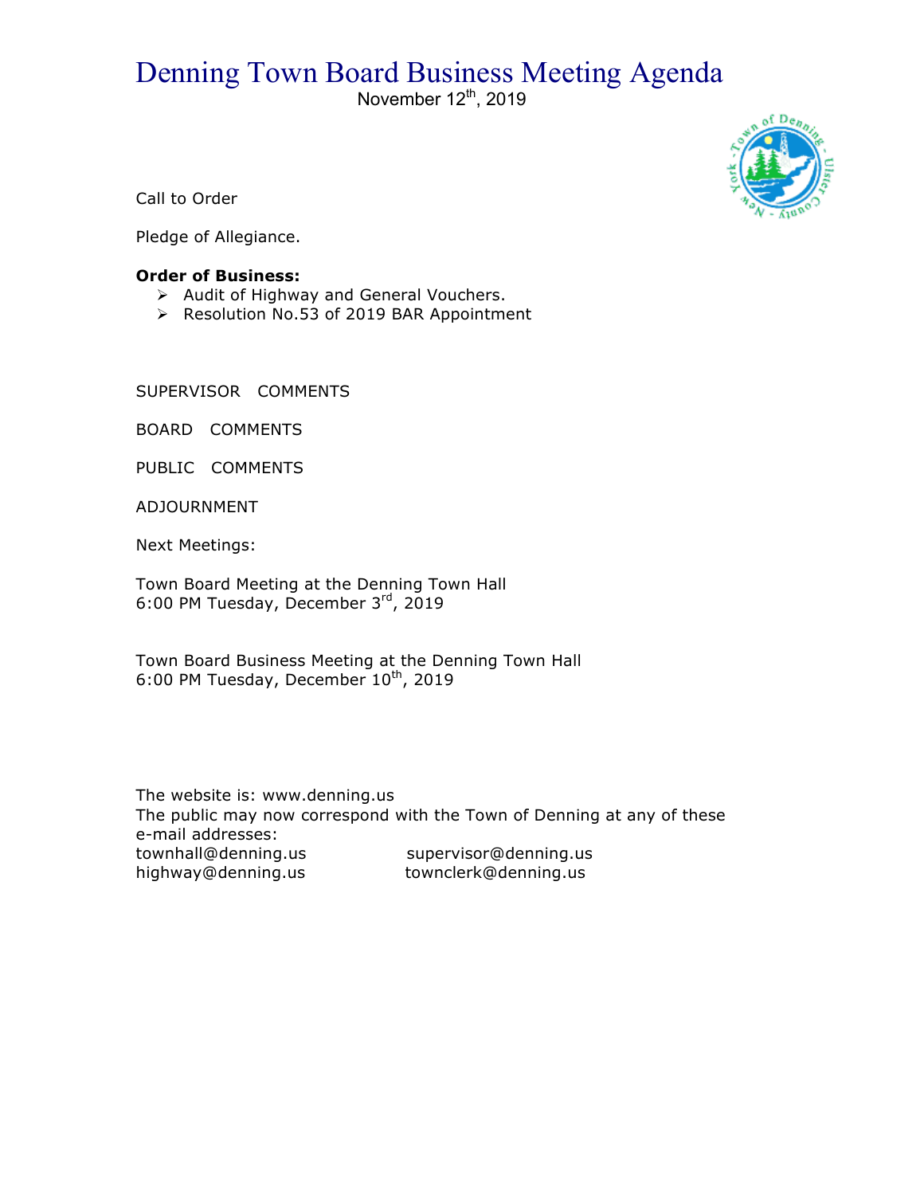# Denning Town Board Business Meeting Agenda

November 12th, 2019

Call to Order

Pledge of Allegiance.

**Order of Business:**

- Audit of Highway and General Vouchers.
- Resolution No.53 of 2019 BAR Appointment

SUPERVISOR COMMENTS

BOARD COMMENTS

PUBLIC COMMENTS

ADJOURNMENT

Next Meetings:

Town Board Meeting at the Denning Town Hall
6:00 PM Tuesday, December 3rd, 2019

Town Board Business Meeting at the Denning Town Hall
6:00 PM Tuesday, December 10th, 2019

The website is: www.denning.us
The public may now correspond with the Town of Denning at any of these e-mail addresses:

townhall@denning.us supervisor@denning.us
highway@denning.us townclerk@denning.us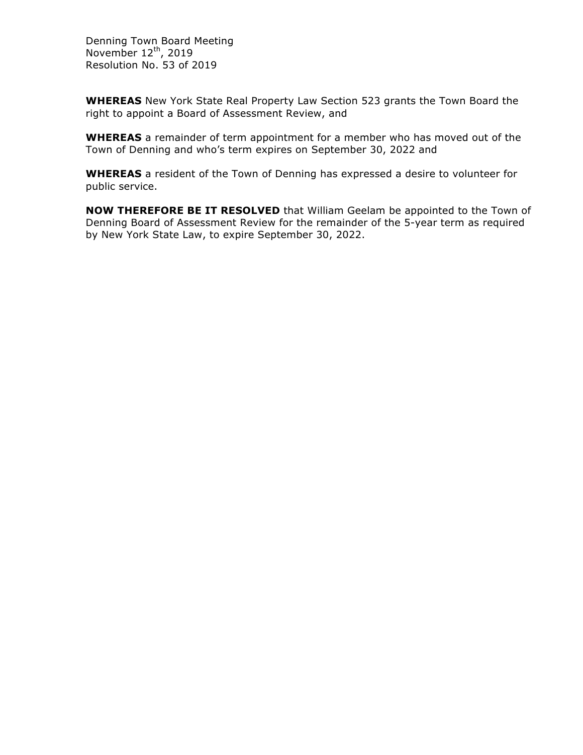Denning Town Board Meeting
November 12th, 2019
Resolution No. 53 of 2019

**WHEREAS** New York State Real Property Law Section 523 grants the Town Board the right to appoint a Board of Assessment Review, and

**WHEREAS** a remainder of term appointment for a member who has moved out of the Town of Denning and who's term expires on September 30, 2022 and

**WHEREAS** a resident of the Town of Denning has expressed a desire to volunteer for public service.

**NOW THEREFORE BE IT RESOLVED** that William Geelam be appointed to the Town of Denning Board of Assessment Review for the remainder of the 5-year term as required by New York State Law, to expire September 30, 2022.